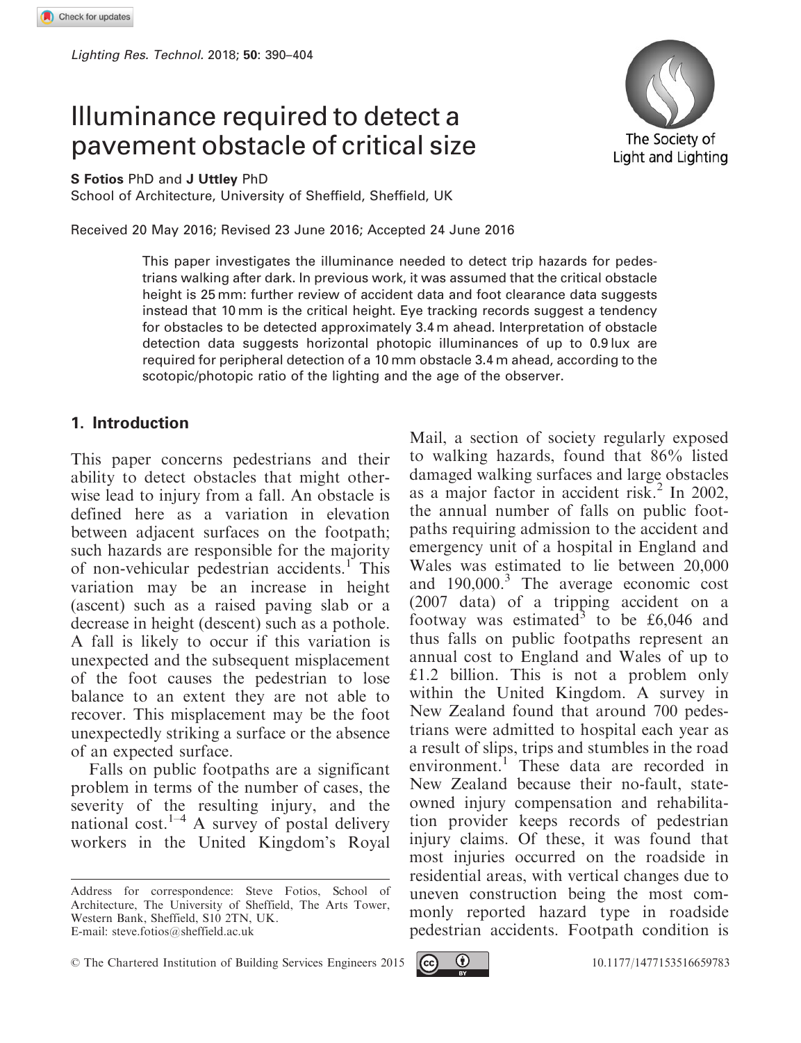# Illuminance required to detect a pavement obstacle of critical size

**S Fotios** PhD and **J Uttley** PhD
School of Architecture, University of Sheffield, Sheffield, UK

Received 20 May 2016; Revised 23 June 2016; Accepted 24 June 2016

This paper investigates the illuminance needed to detect trip hazards for pedestrians walking after dark. In previous work, it was assumed that the critical obstacle height is 25 mm: further review of accident data and foot clearance data suggests instead that 10 mm is the critical height. Eye tracking records suggest a tendency for obstacles to be detected approximately 3.4 m ahead. Interpretation of obstacle detection data suggests horizontal photopic illuminances of up to 0.9 lux are required for peripheral detection of a 10 mm obstacle 3.4 m ahead, according to the scotopic/photopic ratio of the lighting and the age of the observer.

## 1. Introduction

This paper concerns pedestrians and their ability to detect obstacles that might otherwise lead to injury from a fall. An obstacle is defined here as a variation in elevation between adjacent surfaces on the footpath; such hazards are responsible for the majority of non-vehicular pedestrian accidents.[1] This variation may be an increase in height (ascent) such as a raised paving slab or a decrease in height (descent) such as a pothole. A fall is likely to occur if this variation is unexpected and the subsequent misplacement of the foot causes the pedestrian to lose balance to an extent they are not able to recover. This misplacement may be the foot unexpectedly striking a surface or the absence of an expected surface.

Falls on public footpaths are a significant problem in terms of the number of cases, the severity of the resulting injury, and the national cost.[1–4] A survey of postal delivery workers in the United Kingdom's Royal Mail, a section of society regularly exposed to walking hazards, found that 86% listed damaged walking surfaces and large obstacles as a major factor in accident risk.[2] In 2002, the annual number of falls on public footpaths requiring admission to the accident and emergency unit of a hospital in England and Wales was estimated to lie between 20,000 and 190,000.[3] The average economic cost (2007 data) of a tripping accident on a footway was estimated[3] to be £6,046 and thus falls on public footpaths represent an annual cost to England and Wales of up to £1.2 billion. This is not a problem only within the United Kingdom. A survey in New Zealand found that around 700 pedestrians were admitted to hospital each year as a result of slips, trips and stumbles in the road environment.[1] These data are recorded in New Zealand because their no-fault, state-owned injury compensation and rehabilitation provider keeps records of pedestrian injury claims. Of these, it was found that most injuries occurred on the roadside in residential areas, with vertical changes due to uneven construction being the most commonly reported hazard type in roadside pedestrian accidents. Footpath condition is

Address for correspondence: Steve Fotios, School of Architecture, The University of Sheffield, The Arts Tower, Western Bank, Sheffield, S10 2TN, UK.
E-mail: steve.fotios@sheffield.ac.uk

© The Chartered Institution of Building Services Engineers 2015

10.1177/1477153516659783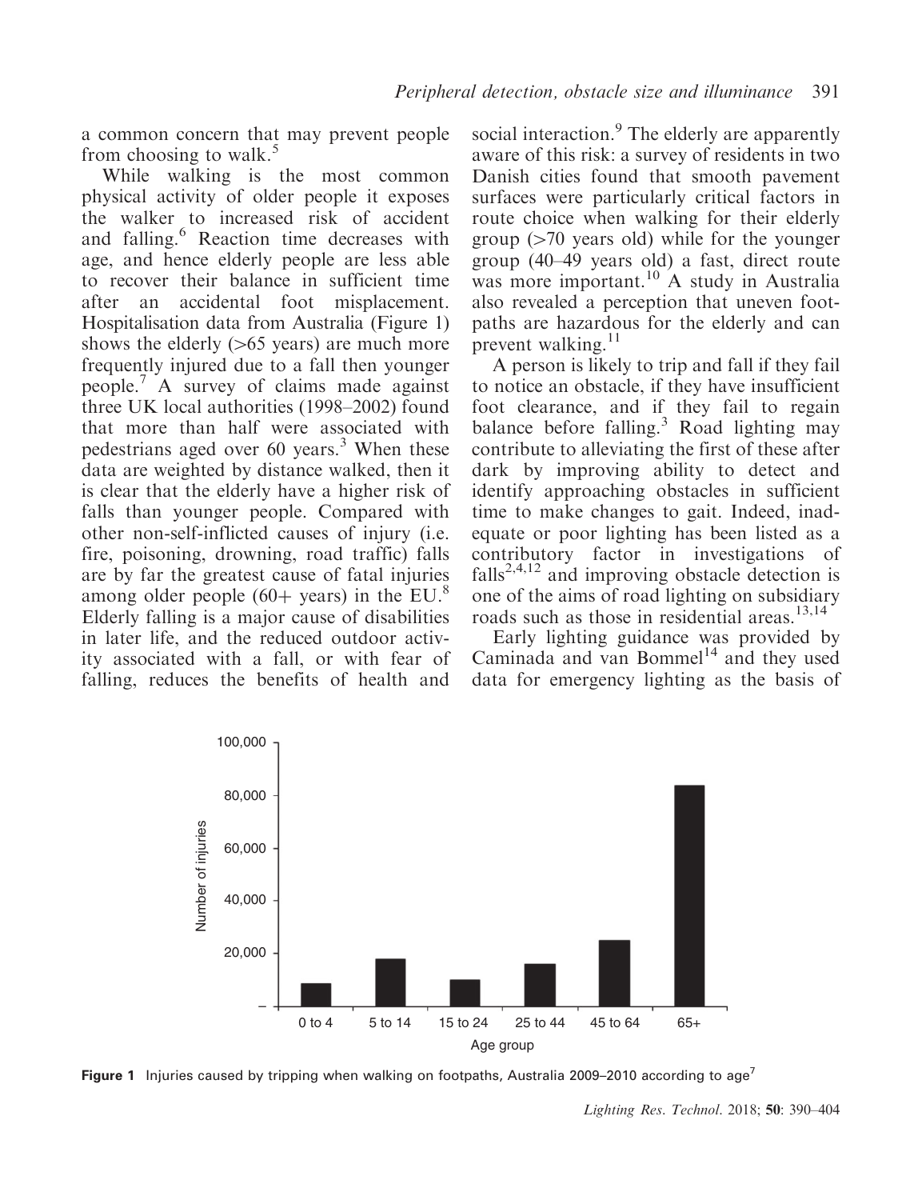a common concern that may prevent people from choosing to walk.[5]

While walking is the most common physical activity of older people it exposes the walker to increased risk of accident and falling.[6] Reaction time decreases with age, and hence elderly people are less able to recover their balance in sufficient time after an accidental foot misplacement. Hospitalisation data from Australia (Figure 1) shows the elderly (>65 years) are much more frequently injured due to a fall then younger people.[7] A survey of claims made against three UK local authorities (1998–2002) found that more than half were associated with pedestrians aged over 60 years.[3] When these data are weighted by distance walked, then it is clear that the elderly have a higher risk of falls than younger people. Compared with other non-self-inflicted causes of injury (i.e. fire, poisoning, drowning, road traffic) falls are by far the greatest cause of fatal injuries among older people (60+ years) in the EU.[8] Elderly falling is a major cause of disabilities in later life, and the reduced outdoor activity associated with a fall, or with fear of falling, reduces the benefits of health and social interaction.[9] The elderly are apparently aware of this risk: a survey of residents in two Danish cities found that smooth pavement surfaces were particularly critical factors in route choice when walking for their elderly group (>70 years old) while for the younger group (40–49 years old) a fast, direct route was more important.[10] A study in Australia also revealed a perception that uneven footpaths are hazardous for the elderly and can prevent walking.[11]

A person is likely to trip and fall if they fail to notice an obstacle, if they have insufficient foot clearance, and if they fail to regain balance before falling.[3] Road lighting may contribute to alleviating the first of these after dark by improving ability to detect and identify approaching obstacles in sufficient time to make changes to gait. Indeed, inadequate or poor lighting has been listed as a contributory factor in investigations of falls[2,4,12] and improving obstacle detection is one of the aims of road lighting on subsidiary roads such as those in residential areas.[13,14]

Early lighting guidance was provided by Caminada and van Bommel[14] and they used data for emergency lighting as the basis of

| Age group | Number of injuries (approx.) |
| --- | --- |
| 0 to 4 | ~9,000 |
| 5 to 14 | ~18,000 |
| 15 to 24 | ~10,000 |
| 25 to 44 | ~16,000 |
| 45 to 64 | ~25,000 |
| 65+ | ~84,000 |

**Figure 1** Injuries caused by tripping when walking on footpaths, Australia 2009–2010 according to age[7]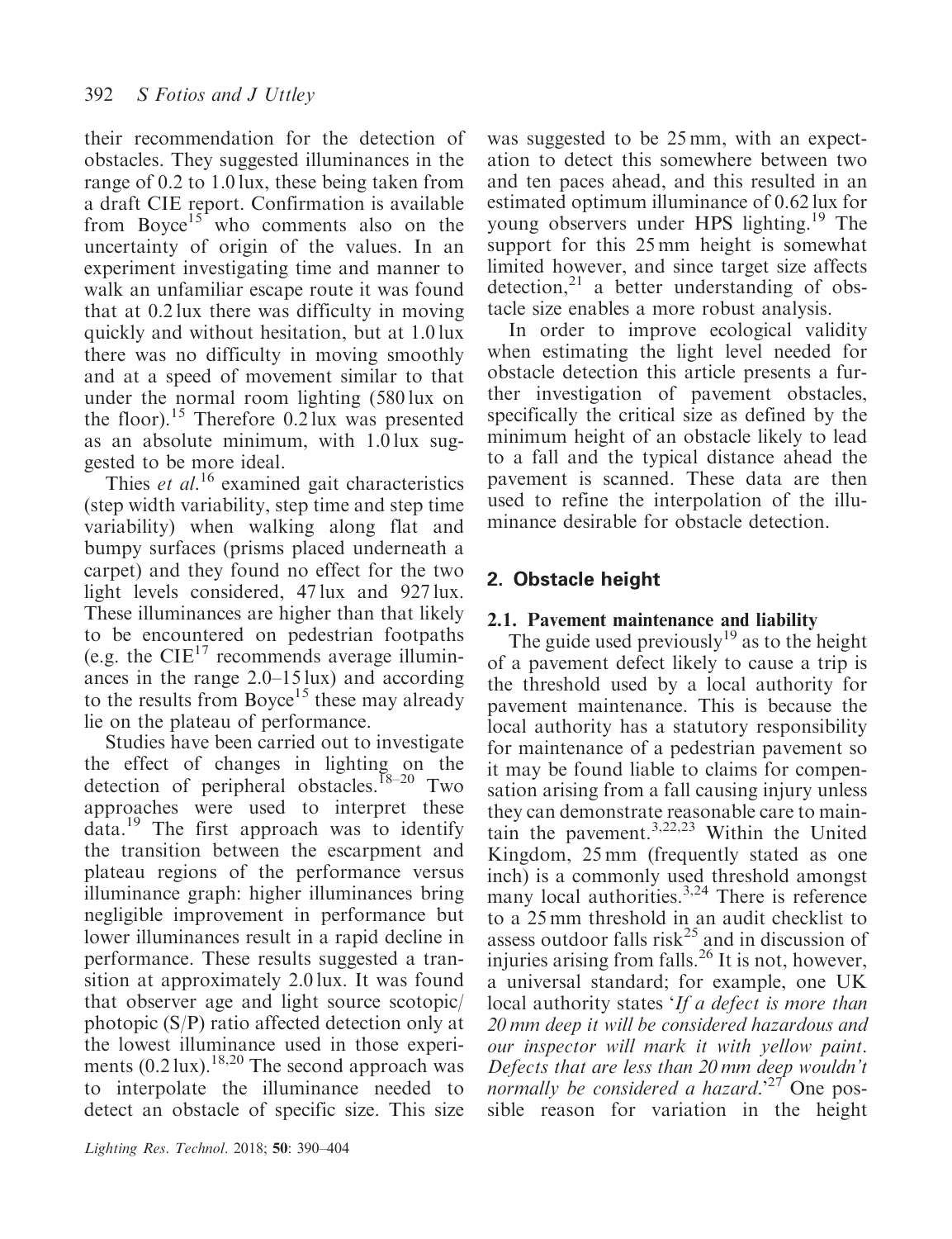their recommendation for the detection of obstacles. They suggested illuminances in the range of 0.2 to 1.0 lux, these being taken from a draft CIE report. Confirmation is available from Boyce[15] who comments also on the uncertainty of origin of the values. In an experiment investigating time and manner to walk an unfamiliar escape route it was found that at 0.2 lux there was difficulty in moving quickly and without hesitation, but at 1.0 lux there was no difficulty in moving smoothly and at a speed of movement similar to that under the normal room lighting (580 lux on the floor).[15] Therefore 0.2 lux was presented as an absolute minimum, with 1.0 lux suggested to be more ideal.

Thies *et al*.[16] examined gait characteristics (step width variability, step time and step time variability) when walking along flat and bumpy surfaces (prisms placed underneath a carpet) and they found no effect for the two light levels considered, 47 lux and 927 lux. These illuminances are higher than that likely to be encountered on pedestrian footpaths (e.g. the CIE[17] recommends average illuminances in the range 2.0–15 lux) and according to the results from Boyce[15] these may already lie on the plateau of performance.

Studies have been carried out to investigate the effect of changes in lighting on the detection of peripheral obstacles.[18–20] Two approaches were used to interpret these data.[19] The first approach was to identify the transition between the escarpment and plateau regions of the performance versus illuminance graph: higher illuminances bring negligible improvement in performance but lower illuminances result in a rapid decline in performance. These results suggested a transition at approximately 2.0 lux. It was found that observer age and light source scotopic/photopic (S/P) ratio affected detection only at the lowest illuminance used in those experiments (0.2 lux).[18,20] The second approach was to interpolate the illuminance needed to detect an obstacle of specific size. This size was suggested to be 25 mm, with an expectation to detect this somewhere between two and ten paces ahead, and this resulted in an estimated optimum illuminance of 0.62 lux for young observers under HPS lighting.[19] The support for this 25 mm height is somewhat limited however, and since target size affects detection,[21] a better understanding of obstacle size enables a more robust analysis.

In order to improve ecological validity when estimating the light level needed for obstacle detection this article presents a further investigation of pavement obstacles, specifically the critical size as defined by the minimum height of an obstacle likely to lead to a fall and the typical distance ahead the pavement is scanned. These data are then used to refine the interpolation of the illuminance desirable for obstacle detection.

## 2. Obstacle height

### 2.1. Pavement maintenance and liability

The guide used previously[19] as to the height of a pavement defect likely to cause a trip is the threshold used by a local authority for pavement maintenance. This is because the local authority has a statutory responsibility for maintenance of a pedestrian pavement so it may be found liable to claims for compensation arising from a fall causing injury unless they can demonstrate reasonable care to maintain the pavement.[3,22,23] Within the United Kingdom, 25 mm (frequently stated as one inch) is a commonly used threshold amongst many local authorities.[3,24] There is reference to a 25 mm threshold in an audit checklist to assess outdoor falls risk[25] and in discussion of injuries arising from falls.[26] It is not, however, a universal standard; for example, one UK local authority states '*If a defect is more than 20 mm deep it will be considered hazardous and our inspector will mark it with yellow paint. Defects that are less than 20 mm deep wouldn't normally be considered a hazard.*'[27] One possible reason for variation in the height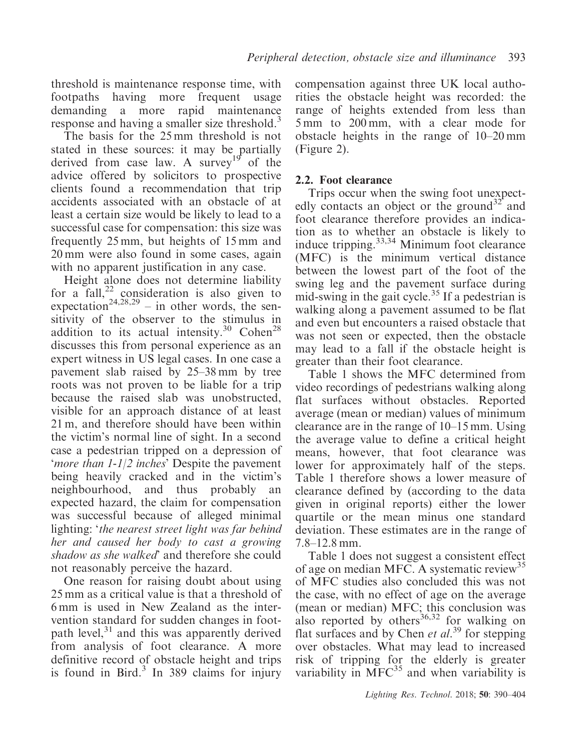threshold is maintenance response time, with footpaths having more frequent usage demanding a more rapid maintenance response and having a smaller size threshold.[3]

The basis for the 25 mm threshold is not stated in these sources: it may be partially derived from case law. A survey[19] of the advice offered by solicitors to prospective clients found a recommendation that trip accidents associated with an obstacle of at least a certain size would be likely to lead to a successful case for compensation: this size was frequently 25 mm, but heights of 15 mm and 20 mm were also found in some cases, again with no apparent justification in any case.

Height alone does not determine liability for a fall,[22] consideration is also given to expectation[24,28,29] – in other words, the sensitivity of the observer to the stimulus in addition to its actual intensity.[30] Cohen[28] discusses this from personal experience as an expert witness in US legal cases. In one case a pavement slab raised by 25–38 mm by tree roots was not proven to be liable for a trip because the raised slab was unobstructed, visible for an approach distance of at least 21 m, and therefore should have been within the victim's normal line of sight. In a second case a pedestrian tripped on a depression of '*more than 1-1/2 inches*' Despite the pavement being heavily cracked and in the victim's neighbourhood, and thus probably an expected hazard, the claim for compensation was successful because of alleged minimal lighting: '*the nearest street light was far behind her and caused her body to cast a growing shadow as she walked*' and therefore she could not reasonably perceive the hazard.

One reason for raising doubt about using 25 mm as a critical value is that a threshold of 6 mm is used in New Zealand as the intervention standard for sudden changes in footpath level,[31] and this was apparently derived from analysis of foot clearance. A more definitive record of obstacle height and trips is found in Bird.[3] In 389 claims for injury compensation against three UK local authorities the obstacle height was recorded: the range of heights extended from less than 5 mm to 200 mm, with a clear mode for obstacle heights in the range of 10–20 mm (Figure 2).

## 2.2. Foot clearance

Trips occur when the swing foot unexpectedly contacts an object or the ground[32] and foot clearance therefore provides an indication as to whether an obstacle is likely to induce tripping.[33,34] Minimum foot clearance (MFC) is the minimum vertical distance between the lowest part of the foot of the swing leg and the pavement surface during mid-swing in the gait cycle.[35] If a pedestrian is walking along a pavement assumed to be flat and even but encounters a raised obstacle that was not seen or expected, then the obstacle may lead to a fall if the obstacle height is greater than their foot clearance.

Table 1 shows the MFC determined from video recordings of pedestrians walking along flat surfaces without obstacles. Reported average (mean or median) values of minimum clearance are in the range of 10–15 mm. Using the average value to define a critical height means, however, that foot clearance was lower for approximately half of the steps. Table 1 therefore shows a lower measure of clearance defined by (according to the data given in original reports) either the lower quartile or the mean minus one standard deviation. These estimates are in the range of 7.8–12.8 mm.

Table 1 does not suggest a consistent effect of age on median MFC. A systematic review[35] of MFC studies also concluded this was not the case, with no effect of age on the average (mean or median) MFC; this conclusion was also reported by others[36,32] for walking on flat surfaces and by Chen *et al*.[39] for stepping over obstacles. What may lead to increased risk of tripping for the elderly is greater variability in MFC[35] and when variability is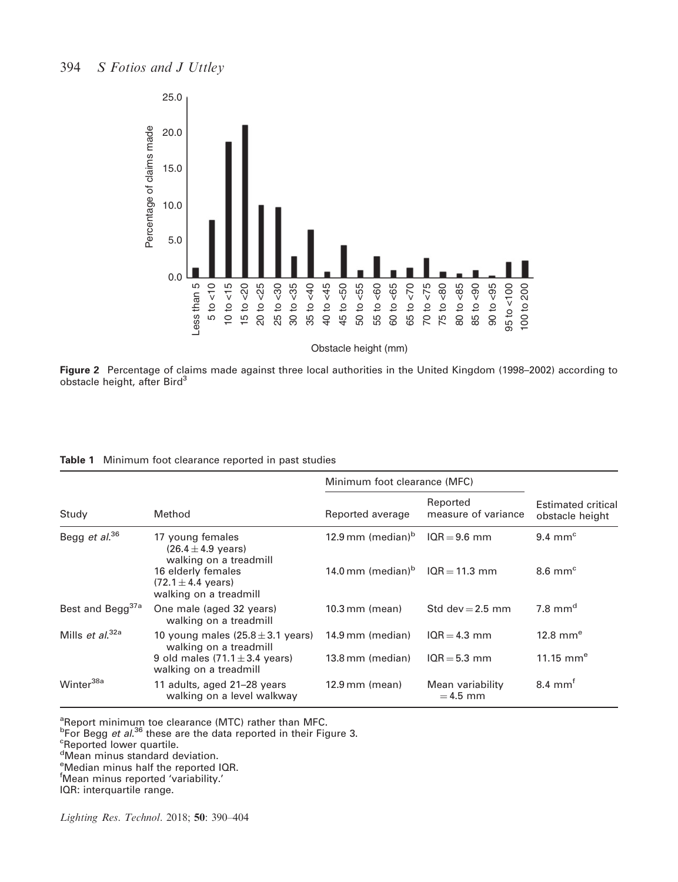Figure 2 Percentage of claims made against three local authorities in the United Kingdom (1998–2002) according to obstacle height, after Bird[3]

**Table 1** Minimum foot clearance reported in past studies

| Study | Method | Minimum foot clearance (MFC) | | Estimated critical obstacle height |
|---|---|---|---|---|
| | | Reported average | Reported measure of variance | |
| Begg *et al.*[36] | 17 young females ($26.4 \pm 4.9$ years) walking on a treadmill | 12.9 mm (median)[b] | IQR = 9.6 mm | 9.4 mm[c] |
| | 16 elderly females ($72.1 \pm 4.4$ years) walking on a treadmill | 14.0 mm (median)[b] | IQR = 11.3 mm | 8.6 mm[c] |
| Best and Begg[37a] | One male (aged 32 years) walking on a treadmill | 10.3 mm (mean) | Std dev = 2.5 mm | 7.8 mm[d] |
| Mills *et al.*[32a] | 10 young males ($25.8 \pm 3.1$ years) walking on a treadmill | 14.9 mm (median) | IQR = 4.3 mm | 12.8 mm[e] |
| | 9 old males ($71.1 \pm 3.4$ years) walking on a treadmill | 13.8 mm (median) | IQR = 5.3 mm | 11.15 mm[e] |
| Winter[38a] | 11 adults, aged 21–28 years walking on a level walkway | 12.9 mm (mean) | Mean variability = 4.5 mm | 8.4 mm[f] |

[a]Report minimum toe clearance (MTC) rather than MFC.
[b]For Begg *et al.*[36] these are the data reported in their Figure 3.
[c]Reported lower quartile.
[d]Mean minus standard deviation.
[e]Median minus half the reported IQR.
[f]Mean minus reported 'variability.'
IQR: interquartile range.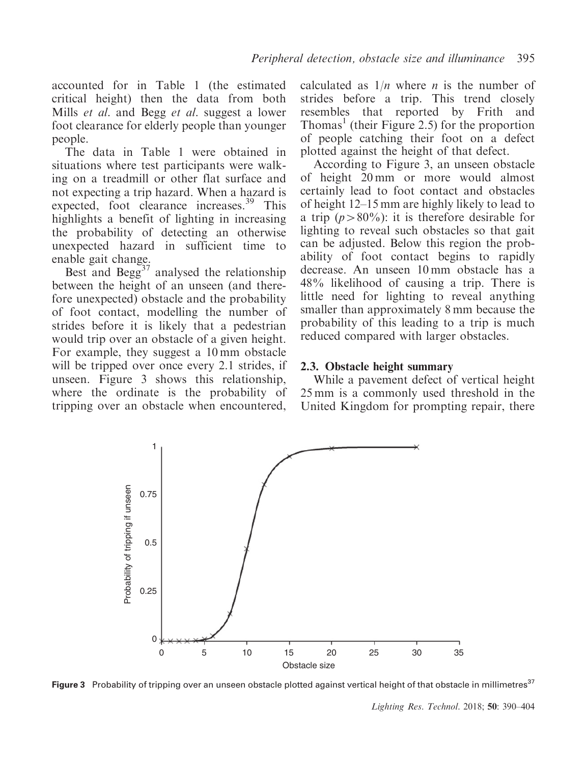accounted for in Table 1 (the estimated critical height) then the data from both Mills *et al*. and Begg *et al*. suggest a lower foot clearance for elderly people than younger people.

The data in Table 1 were obtained in situations where test participants were walking on a treadmill or other flat surface and not expecting a trip hazard. When a hazard is expected, foot clearance increases.[39] This highlights a benefit of lighting in increasing the probability of detecting an otherwise unexpected hazard in sufficient time to enable gait change.

Best and Begg[37] analysed the relationship between the height of an unseen (and therefore unexpected) obstacle and the probability of foot contact, modelling the number of strides before it is likely that a pedestrian would trip over an obstacle of a given height. For example, they suggest a 10 mm obstacle will be tripped over once every 2.1 strides, if unseen. Figure 3 shows this relationship, where the ordinate is the probability of tripping over an obstacle when encountered, calculated as $1/n$ where $n$ is the number of strides before a trip. This trend closely resembles that reported by Frith and Thomas[1] (their Figure 2.5) for the proportion of people catching their foot on a defect plotted against the height of that defect.

According to Figure 3, an unseen obstacle of height 20 mm or more would almost certainly lead to foot contact and obstacles of height 12–15 mm are highly likely to lead to a trip ($p > 80\%$): it is therefore desirable for lighting to reveal such obstacles so that gait can be adjusted. Below this region the probability of foot contact begins to rapidly decrease. An unseen 10 mm obstacle has a 48% likelihood of causing a trip. There is little need for lighting to reveal anything smaller than approximately 8 mm because the probability of this leading to a trip is much reduced compared with larger obstacles.

### 2.3. Obstacle height summary

While a pavement defect of vertical height 25 mm is a commonly used threshold in the United Kingdom for prompting repair, there

**Figure 3** Probability of tripping over an unseen obstacle plotted against vertical height of that obstacle in millimetres[37]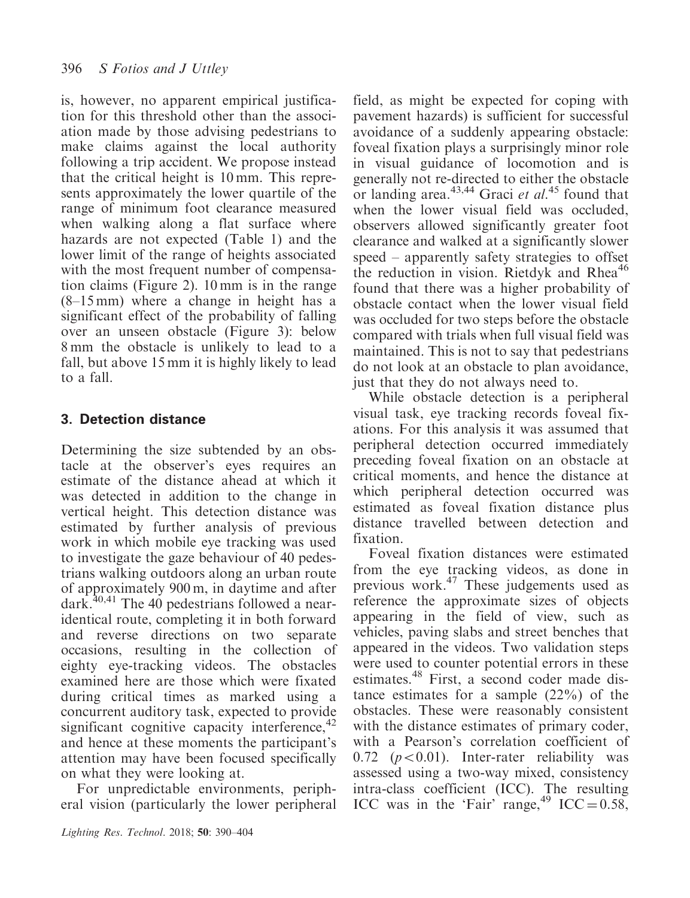is, however, no apparent empirical justification for this threshold other than the association made by those advising pedestrians to make claims against the local authority following a trip accident. We propose instead that the critical height is 10 mm. This represents approximately the lower quartile of the range of minimum foot clearance measured when walking along a flat surface where hazards are not expected (Table 1) and the lower limit of the range of heights associated with the most frequent number of compensation claims (Figure 2). 10 mm is in the range (8–15 mm) where a change in height has a significant effect of the probability of falling over an unseen obstacle (Figure 3): below 8 mm the obstacle is unlikely to lead to a fall, but above 15 mm it is highly likely to lead to a fall.

## 3. Detection distance

Determining the size subtended by an obstacle at the observer's eyes requires an estimate of the distance ahead at which it was detected in addition to the change in vertical height. This detection distance was estimated by further analysis of previous work in which mobile eye tracking was used to investigate the gaze behaviour of 40 pedestrians walking outdoors along an urban route of approximately 900 m, in daytime and after dark.[40,41] The 40 pedestrians followed a near-identical route, completing it in both forward and reverse directions on two separate occasions, resulting in the collection of eighty eye-tracking videos. The obstacles examined here are those which were fixated during critical times as marked using a concurrent auditory task, expected to provide significant cognitive capacity interference,[42] and hence at these moments the participant's attention may have been focused specifically on what they were looking at.

For unpredictable environments, peripheral vision (particularly the lower peripheral field, as might be expected for coping with pavement hazards) is sufficient for successful avoidance of a suddenly appearing obstacle: foveal fixation plays a surprisingly minor role in visual guidance of locomotion and is generally not re-directed to either the obstacle or landing area.[43,44] Graci *et al.*[45] found that when the lower visual field was occluded, observers allowed significantly greater foot clearance and walked at a significantly slower speed – apparently safety strategies to offset the reduction in vision. Rietdyk and Rhea[46] found that there was a higher probability of obstacle contact when the lower visual field was occluded for two steps before the obstacle compared with trials when full visual field was maintained. This is not to say that pedestrians do not look at an obstacle to plan avoidance, just that they do not always need to.

While obstacle detection is a peripheral visual task, eye tracking records foveal fixations. For this analysis it was assumed that peripheral detection occurred immediately preceding foveal fixation on an obstacle at critical moments, and hence the distance at which peripheral detection occurred was estimated as foveal fixation distance plus distance travelled between detection and fixation.

Foveal fixation distances were estimated from the eye tracking videos, as done in previous work.[47] These judgements used as reference the approximate sizes of objects appearing in the field of view, such as vehicles, paving slabs and street benches that appeared in the videos. Two validation steps were used to counter potential errors in these estimates.[48] First, a second coder made distance estimates for a sample (22%) of the obstacles. These were reasonably consistent with the distance estimates of primary coder, with a Pearson's correlation coefficient of 0.72 ($p < 0.01$). Inter-rater reliability was assessed using a two-way mixed, consistency intra-class coefficient (ICC). The resulting ICC was in the 'Fair' range,[49] ICC = 0.58,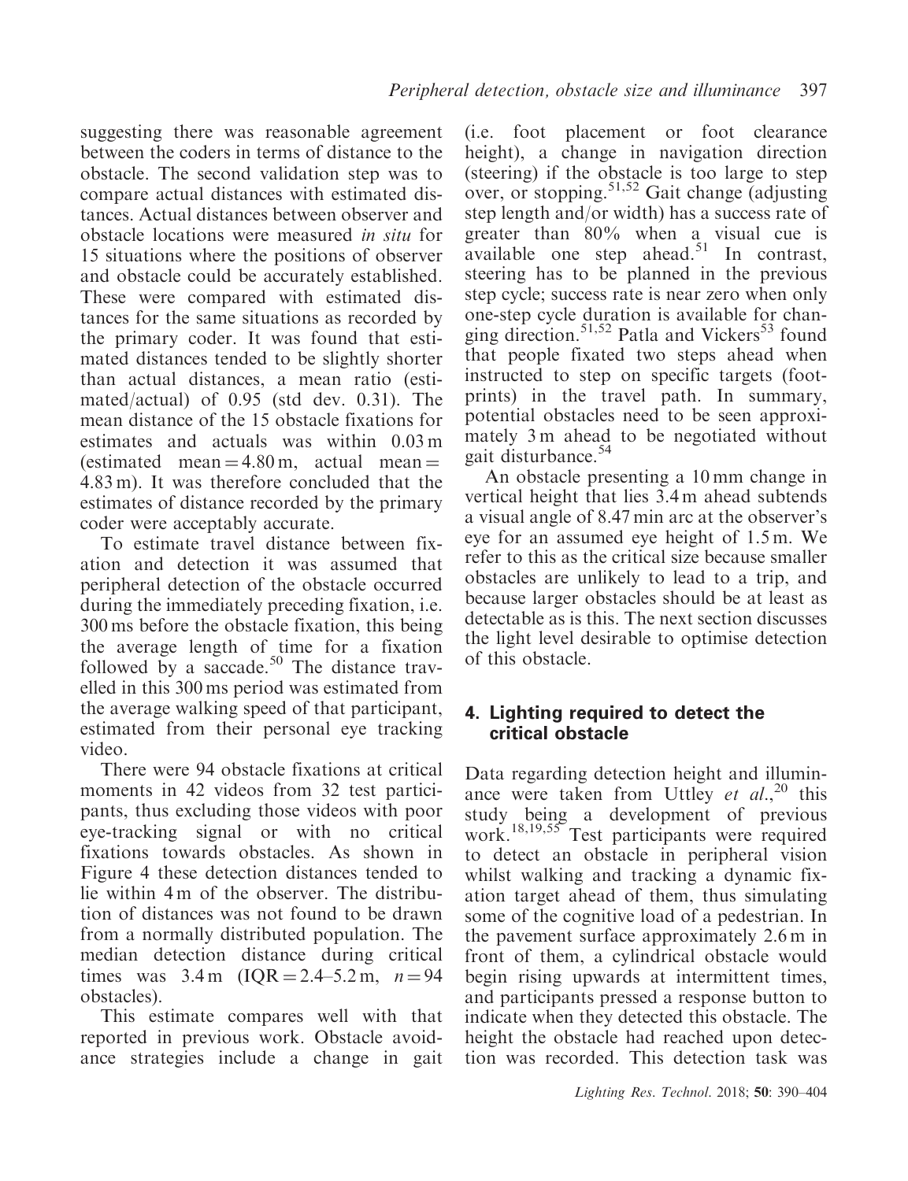suggesting there was reasonable agreement between the coders in terms of distance to the obstacle. The second validation step was to compare actual distances with estimated distances. Actual distances between observer and obstacle locations were measured *in situ* for 15 situations where the positions of observer and obstacle could be accurately established. These were compared with estimated distances for the same situations as recorded by the primary coder. It was found that estimated distances tended to be slightly shorter than actual distances, a mean ratio (estimated/actual) of 0.95 (std dev. 0.31). The mean distance of the 15 obstacle fixations for estimates and actuals was within 0.03 m (estimated mean = 4.80 m, actual mean = 4.83 m). It was therefore concluded that the estimates of distance recorded by the primary coder were acceptably accurate.

To estimate travel distance between fixation and detection it was assumed that peripheral detection of the obstacle occurred during the immediately preceding fixation, i.e. 300 ms before the obstacle fixation, this being the average length of time for a fixation followed by a saccade.[50] The distance travelled in this 300 ms period was estimated from the average walking speed of that participant, estimated from their personal eye tracking video.

There were 94 obstacle fixations at critical moments in 42 videos from 32 test participants, thus excluding those videos with poor eye-tracking signal or with no critical fixations towards obstacles. As shown in Figure 4 these detection distances tended to lie within 4 m of the observer. The distribution of distances was not found to be drawn from a normally distributed population. The median detection distance during critical times was 3.4 m (IQR = 2.4–5.2 m, $n = 94$ obstacles).

This estimate compares well with that reported in previous work. Obstacle avoidance strategies include a change in gait (i.e. foot placement or foot clearance height), a change in navigation direction (steering) if the obstacle is too large to step over, or stopping.[51,52] Gait change (adjusting step length and/or width) has a success rate of greater than 80% when a visual cue is available one step ahead.[51] In contrast, steering has to be planned in the previous step cycle; success rate is near zero when only one-step cycle duration is available for changing direction.[51,52] Patla and Vickers[53] found that people fixated two steps ahead when instructed to step on specific targets (footprints) in the travel path. In summary, potential obstacles need to be seen approximately 3 m ahead to be negotiated without gait disturbance.[54]

An obstacle presenting a 10 mm change in vertical height that lies 3.4 m ahead subtends a visual angle of 8.47 min arc at the observer's eye for an assumed eye height of 1.5 m. We refer to this as the critical size because smaller obstacles are unlikely to lead to a trip, and because larger obstacles should be at least as detectable as is this. The next section discusses the light level desirable to optimise detection of this obstacle.

## 4. Lighting required to detect the critical obstacle

Data regarding detection height and illuminance were taken from Uttley *et al.*,[20] this study being a development of previous work.[18,19,55] Test participants were required to detect an obstacle in peripheral vision whilst walking and tracking a dynamic fixation target ahead of them, thus simulating some of the cognitive load of a pedestrian. In the pavement surface approximately 2.6 m in front of them, a cylindrical obstacle would begin rising upwards at intermittent times, and participants pressed a response button to indicate when they detected this obstacle. The height the obstacle had reached upon detection was recorded. This detection task was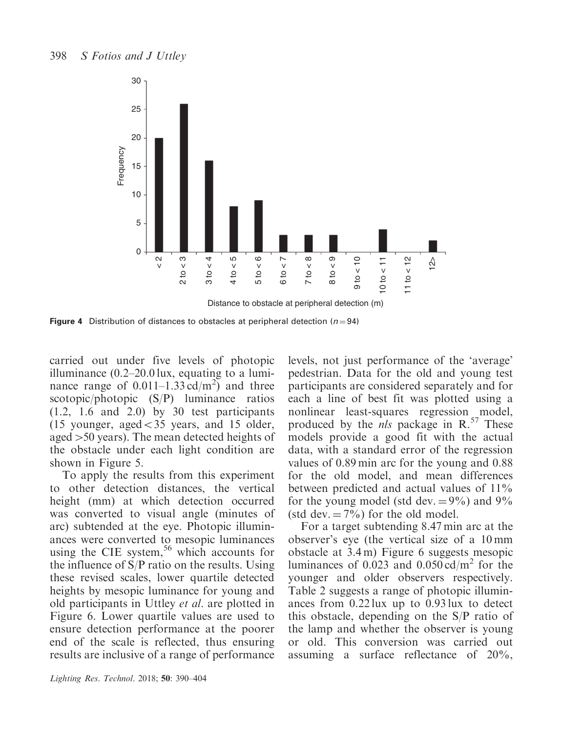Figure 4 Distribution of distances to obstacles at peripheral detection ($n = 94$)

carried out under five levels of photopic illuminance (0.2–20.0 lux, equating to a luminance range of 0.011–1.33 cd/m$^2$) and three scotopic/photopic (S/P) luminance ratios (1.2, 1.6 and 2.0) by 30 test participants (15 younger, aged < 35 years, and 15 older, aged > 50 years). The mean detected heights of the obstacle under each light condition are shown in Figure 5.

To apply the results from this experiment to other detection distances, the vertical height (mm) at which detection occurred was converted to visual angle (minutes of arc) subtended at the eye. Photopic illuminances were converted to mesopic luminances using the CIE system,[56] which accounts for the influence of S/P ratio on the results. Using these revised scales, lower quartile detected heights by mesopic luminance for young and old participants in Uttley *et al.* are plotted in Figure 6. Lower quartile values are used to ensure detection performance at the poorer end of the scale is reflected, thus ensuring results are inclusive of a range of performance levels, not just performance of the 'average' pedestrian. Data for the old and young test participants are considered separately and for each a line of best fit was plotted using a nonlinear least-squares regression model, produced by the *nls* package in R.[57] These models provide a good fit with the actual data, with a standard error of the regression values of 0.89 min arc for the young and 0.88 for the old model, and mean differences between predicted and actual values of 11% for the young model (std dev. = 9%) and 9% (std dev. = 7%) for the old model.

For a target subtending 8.47 min arc at the observer's eye (the vertical size of a 10 mm obstacle at 3.4 m) Figure 6 suggests mesopic luminances of 0.023 and 0.050 cd/m$^2$ for the younger and older observers respectively. Table 2 suggests a range of photopic illuminances from 0.22 lux up to 0.93 lux to detect this obstacle, depending on the S/P ratio of the lamp and whether the observer is young or old. This conversion was carried out assuming a surface reflectance of 20%,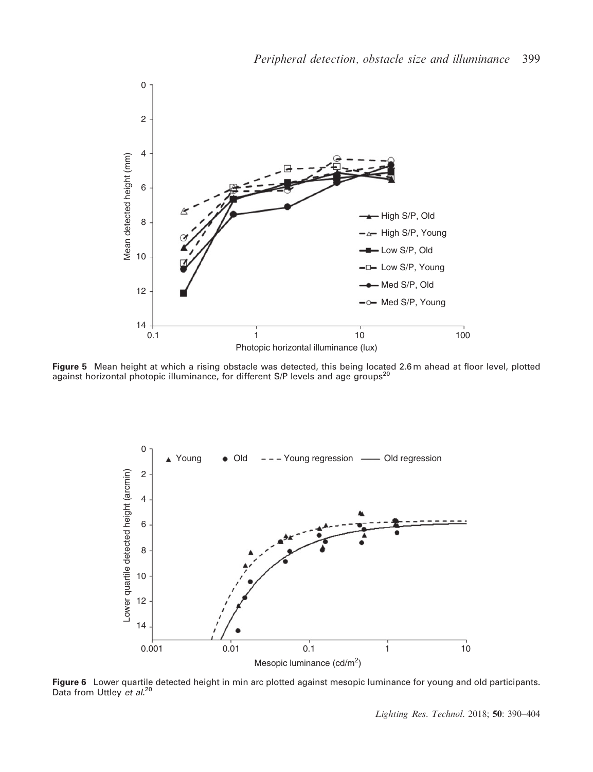Figure 5 Mean height at which a rising obstacle was detected, this being located 2.6 m ahead at floor level, plotted against horizontal photopic illuminance, for different S/P levels and age groups[20]

Figure 6 Lower quartile detected height in min arc plotted against mesopic luminance for young and old participants. Data from Uttley *et al.*[20]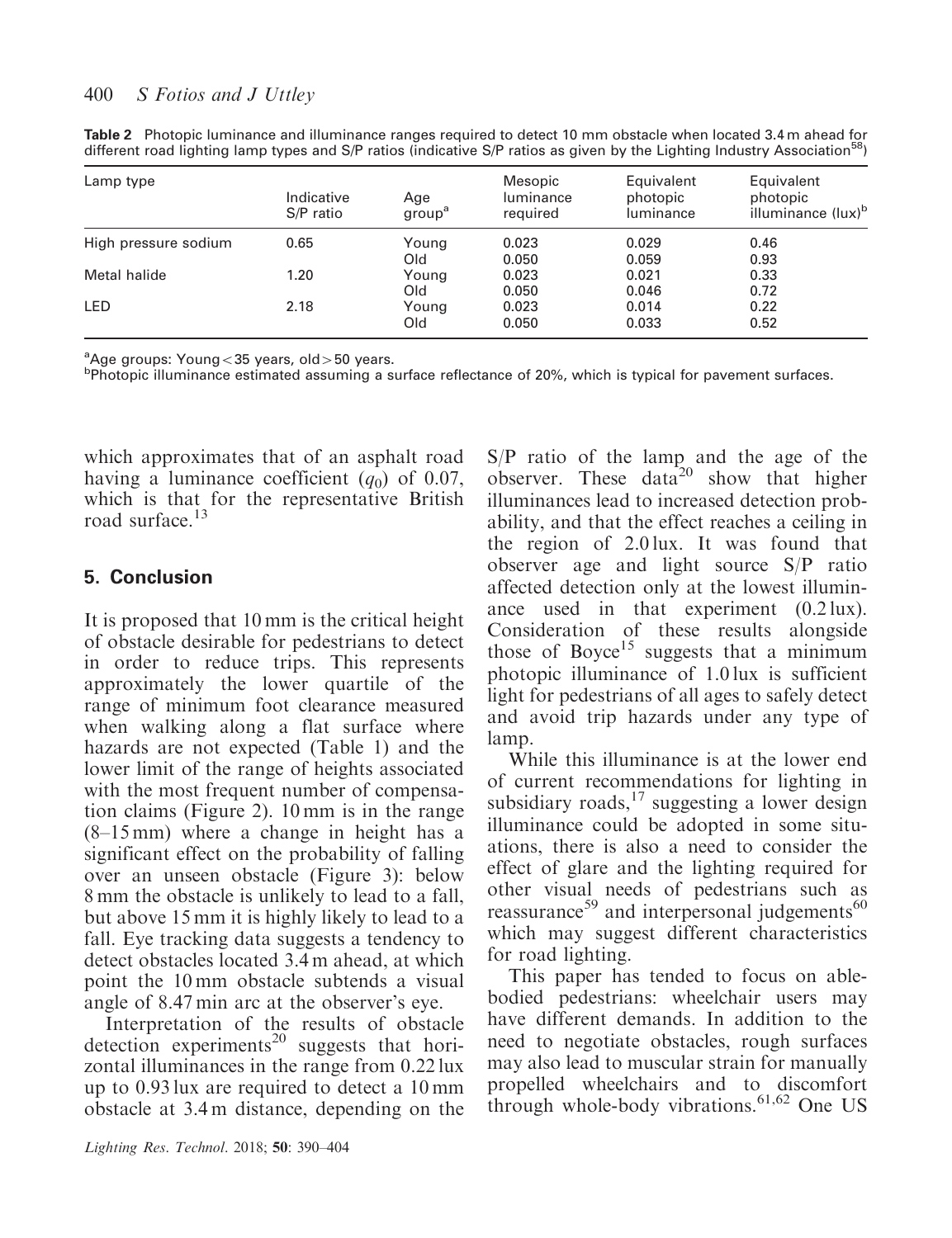**Table 2** Photopic luminance and illuminance ranges required to detect 10 mm obstacle when located 3.4 m ahead for different road lighting lamp types and S/P ratios (indicative S/P ratios as given by the Lighting Industry Association[58])

| Lamp type | Indicative S/P ratio | Age group[a] | Mesopic luminance required | Equivalent photopic luminance | Equivalent photopic illuminance (lux)[b] |
|---|---|---|---|---|---|
| High pressure sodium | 0.65 | Young | 0.023 | 0.029 | 0.46 |
| | | Old | 0.050 | 0.059 | 0.93 |
| Metal halide | 1.20 | Young | 0.023 | 0.021 | 0.33 |
| | | Old | 0.050 | 0.046 | 0.72 |
| LED | 2.18 | Young | 0.023 | 0.014 | 0.22 |
| | | Old | 0.050 | 0.033 | 0.52 |

[a]Age groups: Young < 35 years, old > 50 years.
[b]Photopic illuminance estimated assuming a surface reflectance of 20%, which is typical for pavement surfaces.

which approximates that of an asphalt road having a luminance coefficient ($q_0$) of 0.07, which is that for the representative British road surface.[13]

## 5. Conclusion

It is proposed that 10 mm is the critical height of obstacle desirable for pedestrians to detect in order to reduce trips. This represents approximately the lower quartile of the range of minimum foot clearance measured when walking along a flat surface where hazards are not expected (Table 1) and the lower limit of the range of heights associated with the most frequent number of compensation claims (Figure 2). 10 mm is in the range (8–15 mm) where a change in height has a significant effect on the probability of falling over an unseen obstacle (Figure 3): below 8 mm the obstacle is unlikely to lead to a fall, but above 15 mm it is highly likely to lead to a fall. Eye tracking data suggests a tendency to detect obstacles located 3.4 m ahead, at which point the 10 mm obstacle subtends a visual angle of 8.47 min arc at the observer's eye.

Interpretation of the results of obstacle detection experiments[20] suggests that horizontal illuminances in the range from 0.22 lux up to 0.93 lux are required to detect a 10 mm obstacle at 3.4 m distance, depending on the S/P ratio of the lamp and the age of the observer. These data[20] show that higher illuminances lead to increased detection probability, and that the effect reaches a ceiling in the region of 2.0 lux. It was found that observer age and light source S/P ratio affected detection only at the lowest illuminance used in that experiment (0.2 lux). Consideration of these results alongside those of Boyce[15] suggests that a minimum photopic illuminance of 1.0 lux is sufficient light for pedestrians of all ages to safely detect and avoid trip hazards under any type of lamp.

While this illuminance is at the lower end of current recommendations for lighting in subsidiary roads,[17] suggesting a lower design illuminance could be adopted in some situations, there is also a need to consider the effect of glare and the lighting required for other visual needs of pedestrians such as reassurance[59] and interpersonal judgements[60] which may suggest different characteristics for road lighting.

This paper has tended to focus on able-bodied pedestrians: wheelchair users may have different demands. In addition to the need to negotiate obstacles, rough surfaces may also lead to muscular strain for manually propelled wheelchairs and to discomfort through whole-body vibrations.[61,62] One US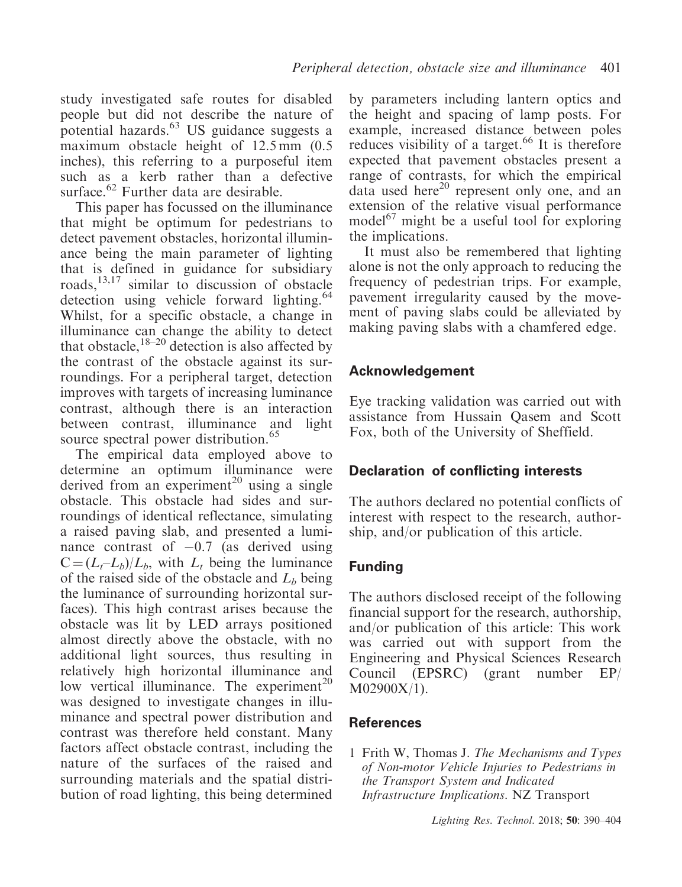study investigated safe routes for disabled people but did not describe the nature of potential hazards.[63] US guidance suggests a maximum obstacle height of 12.5 mm (0.5 inches), this referring to a purposeful item such as a kerb rather than a defective surface.[62] Further data are desirable.

This paper has focussed on the illuminance that might be optimum for pedestrians to detect pavement obstacles, horizontal illuminance being the main parameter of lighting that is defined in guidance for subsidiary roads,[13,17] similar to discussion of obstacle detection using vehicle forward lighting.[64] Whilst, for a specific obstacle, a change in illuminance can change the ability to detect that obstacle,[18–20] detection is also affected by the contrast of the obstacle against its surroundings. For a peripheral target, detection improves with targets of increasing luminance contrast, although there is an interaction between contrast, illuminance and light source spectral power distribution.[65]

The empirical data employed above to determine an optimum illuminance were derived from an experiment[20] using a single obstacle. This obstacle had sides and surroundings of identical reflectance, simulating a raised paving slab, and presented a luminance contrast of −0.7 (as derived using $C = (L_t - L_b)/L_b$, with $L_t$ being the luminance of the raised side of the obstacle and $L_b$ being the luminance of surrounding horizontal surfaces). This high contrast arises because the obstacle was lit by LED arrays positioned almost directly above the obstacle, with no additional light sources, thus resulting in relatively high horizontal illuminance and low vertical illuminance. The experiment[20] was designed to investigate changes in illuminance and spectral power distribution and contrast was therefore held constant. Many factors affect obstacle contrast, including the nature of the surfaces of the raised and surrounding materials and the spatial distribution of road lighting, this being determined by parameters including lantern optics and the height and spacing of lamp posts. For example, increased distance between poles reduces visibility of a target.[66] It is therefore expected that pavement obstacles present a range of contrasts, for which the empirical data used here[20] represent only one, and an extension of the relative visual performance model[67] might be a useful tool for exploring the implications.

It must also be remembered that lighting alone is not the only approach to reducing the frequency of pedestrian trips. For example, pavement irregularity caused by the movement of paving slabs could be alleviated by making paving slabs with a chamfered edge.

## Acknowledgement

Eye tracking validation was carried out with assistance from Hussain Qasem and Scott Fox, both of the University of Sheffield.

## Declaration of conflicting interests

The authors declared no potential conflicts of interest with respect to the research, authorship, and/or publication of this article.

## Funding

The authors disclosed receipt of the following financial support for the research, authorship, and/or publication of this article: This work was carried out with support from the Engineering and Physical Sciences Research Council (EPSRC) (grant number EP/M02900X/1).

## References

1 Frith W, Thomas J. *The Mechanisms and Types of Non-motor Vehicle Injuries to Pedestrians in the Transport System and Indicated Infrastructure Implications*. NZ Transport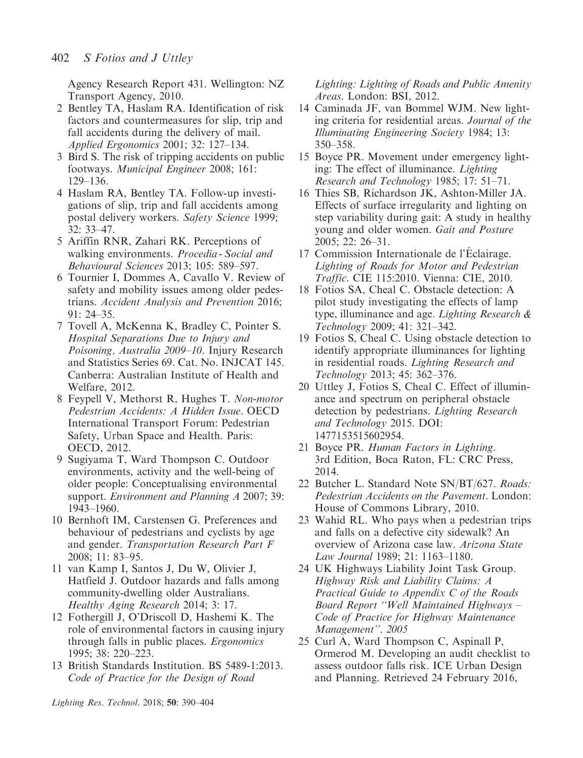Agency Research Report 431. Wellington: NZ Transport Agency, 2010.

2 Bentley TA, Haslam RA. Identification of risk factors and countermeasures for slip, trip and fall accidents during the delivery of mail. *Applied Ergonomics* 2001; 32: 127–134.

3 Bird S. The risk of tripping accidents on public footways. *Municipal Engineer* 2008; 161: 129–136.

4 Haslam RA, Bentley TA. Follow-up investigations of slip, trip and fall accidents among postal delivery workers. *Safety Science* 1999; 32: 33–47.

5 Ariffin RNR, Zahari RK. Perceptions of walking environments. *Procedia - Social and Behavioural Sciences* 2013; 105: 589–597.

6 Tournier I, Dommes A, Cavallo V. Review of safety and mobility issues among older pedestrians. *Accident Analysis and Prevention* 2016; 91: 24–35.

7 Tovell A, McKenna K, Bradley C, Pointer S. *Hospital Separations Due to Injury and Poisoning, Australia 2009–10*. Injury Research and Statistics Series 69. Cat. No. INJCAT 145. Canberra: Australian Institute of Health and Welfare, 2012.

8 Feypell V, Methorst R, Hughes T. *Non-motor Pedestrian Accidents: A Hidden Issue*. OECD International Transport Forum: Pedestrian Safety, Urban Space and Health. Paris: OECD, 2012.

9 Sugiyama T, Ward Thompson C. Outdoor environments, activity and the well-being of older people: Conceptualising environmental support. *Environment and Planning A* 2007; 39: 1943–1960.

10 Bernhoft IM, Carstensen G. Preferences and behaviour of pedestrians and cyclists by age and gender. *Transportation Research Part F* 2008; 11: 83–95.

11 van Kamp I, Santos J, Du W, Olivier J, Hatfield J. Outdoor hazards and falls among community-dwelling older Australians. *Healthy Aging Research* 2014; 3: 17.

12 Fothergill J, O'Driscoll D, Hashemi K. The role of environmental factors in causing injury through falls in public places. *Ergonomics* 1995; 38: 220–223.

13 British Standards Institution. BS 5489-1:2013. *Code of Practice for the Design of Road Lighting: Lighting of Roads and Public Amenity Areas*. London: BSI, 2012.

14 Caminada JF, van Bommel WJM. New lighting criteria for residential areas. *Journal of the Illuminating Engineering Society* 1984; 13: 350–358.

15 Boyce PR. Movement under emergency lighting: The effect of illuminance. *Lighting Research and Technology* 1985; 17: 51–71.

16 Thies SB, Richardson JK, Ashton-Miller JA. Effects of surface irregularity and lighting on step variability during gait: A study in healthy young and older women. *Gait and Posture* 2005; 22: 26–31.

17 Commission Internationale de l'Éclairage. *Lighting of Roads for Motor and Pedestrian Traffic*. CIE 115:2010. Vienna: CIE, 2010.

18 Fotios SA, Cheal C. Obstacle detection: A pilot study investigating the effects of lamp type, illuminance and age. *Lighting Research & Technology* 2009; 41: 321–342.

19 Fotios S, Cheal C. Using obstacle detection to identify appropriate illuminances for lighting in residential roads. *Lighting Research and Technology* 2013; 45: 362–376.

20 Uttley J, Fotios S, Cheal C. Effect of illuminance and spectrum on peripheral obstacle detection by pedestrians. *Lighting Research and Technology* 2015. DOI: 1477153515602954.

21 Boyce PR. *Human Factors in Lighting*. 3rd Edition, Boca Raton, FL: CRC Press, 2014.

22 Butcher L. Standard Note SN/BT/627. *Roads: Pedestrian Accidents on the Pavement*. London: House of Commons Library, 2010.

23 Wahid RL. Who pays when a pedestrian trips and falls on a defective city sidewalk? An overview of Arizona case law. *Arizona State Law Journal* 1989; 21: 1163–1180.

24 UK Highways Liability Joint Task Group. *Highway Risk and Liability Claims: A Practical Guide to Appendix C of the Roads Board Report "Well Maintained Highways – Code of Practice for Highway Maintenance Management". 2005*

25 Curl A, Ward Thompson C, Aspinall P, Ormerod M. Developing an audit checklist to assess outdoor falls risk. ICE Urban Design and Planning. Retrieved 24 February 2016,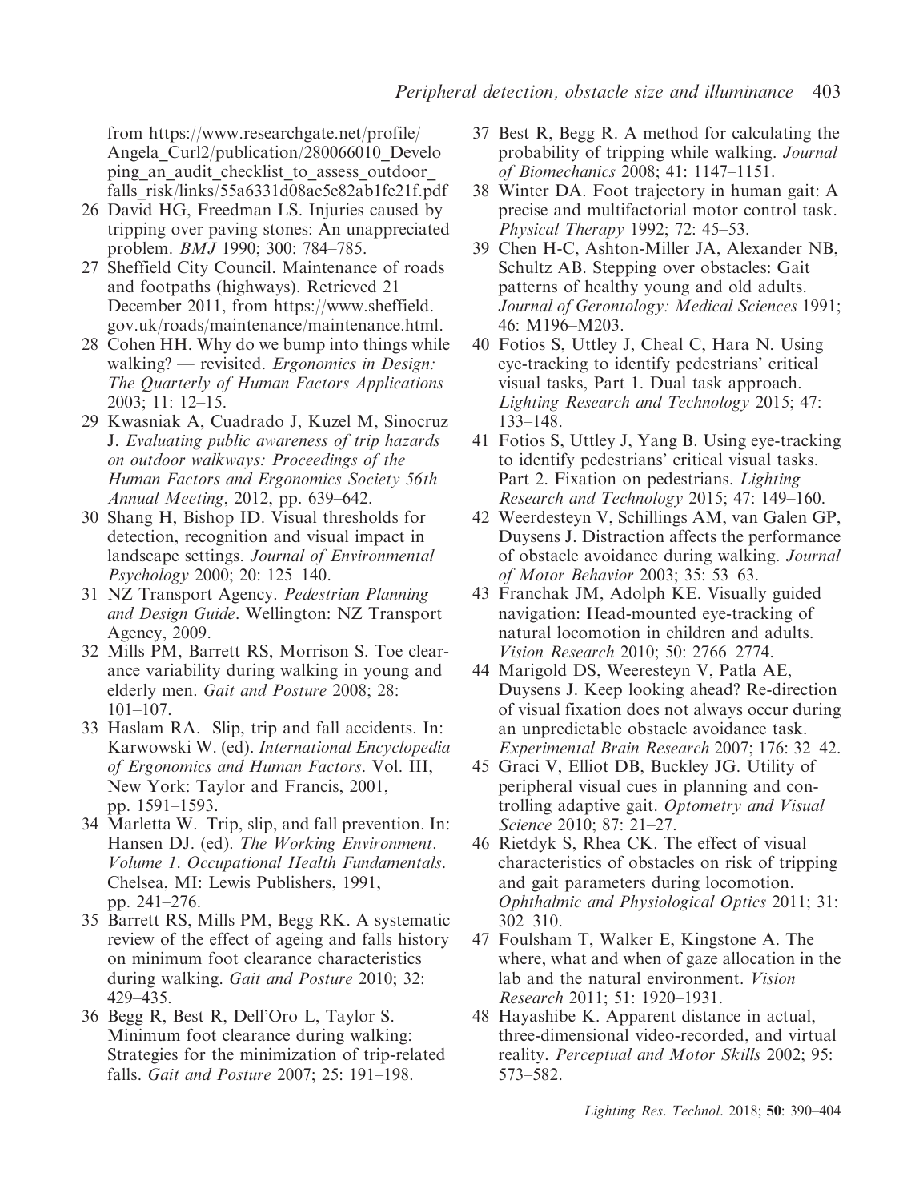from https://www.researchgate.net/profile/Angela_Curl2/publication/280066010_Developing_an_audit_checklist_to_assess_outdoor_falls_risk/links/55a6331d08ae5e82ab1fe21f.pdf

26 David HG, Freedman LS. Injuries caused by tripping over paving stones: An unappreciated problem. *BMJ* 1990; 300: 784–785.

27 Sheffield City Council. Maintenance of roads and footpaths (highways). Retrieved 21 December 2011, from https://www.sheffield.gov.uk/roads/maintenance/maintenance.html.

28 Cohen HH. Why do we bump into things while walking? — revisited. *Ergonomics in Design: The Quarterly of Human Factors Applications* 2003; 11: 12–15.

29 Kwasniak A, Cuadrado J, Kuzel M, Sinocruz J. *Evaluating public awareness of trip hazards on outdoor walkways: Proceedings of the Human Factors and Ergonomics Society 56th Annual Meeting*, 2012, pp. 639–642.

30 Shang H, Bishop ID. Visual thresholds for detection, recognition and visual impact in landscape settings. *Journal of Environmental Psychology* 2000; 20: 125–140.

31 NZ Transport Agency. *Pedestrian Planning and Design Guide*. Wellington: NZ Transport Agency, 2009.

32 Mills PM, Barrett RS, Morrison S. Toe clearance variability during walking in young and elderly men. *Gait and Posture* 2008; 28: 101–107.

33 Haslam RA. Slip, trip and fall accidents. In: Karwowski W. (ed). *International Encyclopedia of Ergonomics and Human Factors*. Vol. III, New York: Taylor and Francis, 2001, pp. 1591–1593.

34 Marletta W. Trip, slip, and fall prevention. In: Hansen DJ. (ed). *The Working Environment. Volume 1. Occupational Health Fundamentals*. Chelsea, MI: Lewis Publishers, 1991, pp. 241–276.

35 Barrett RS, Mills PM, Begg RK. A systematic review of the effect of ageing and falls history on minimum foot clearance characteristics during walking. *Gait and Posture* 2010; 32: 429–435.

36 Begg R, Best R, Dell'Oro L, Taylor S. Minimum foot clearance during walking: Strategies for the minimization of trip-related falls. *Gait and Posture* 2007; 25: 191–198.

37 Best R, Begg R. A method for calculating the probability of tripping while walking. *Journal of Biomechanics* 2008; 41: 1147–1151.

38 Winter DA. Foot trajectory in human gait: A precise and multifactorial motor control task. *Physical Therapy* 1992; 72: 45–53.

39 Chen H-C, Ashton-Miller JA, Alexander NB, Schultz AB. Stepping over obstacles: Gait patterns of healthy young and old adults. *Journal of Gerontology: Medical Sciences* 1991; 46: M196–M203.

40 Fotios S, Uttley J, Cheal C, Hara N. Using eye-tracking to identify pedestrians' critical visual tasks, Part 1. Dual task approach. *Lighting Research and Technology* 2015; 47: 133–148.

41 Fotios S, Uttley J, Yang B. Using eye-tracking to identify pedestrians' critical visual tasks. Part 2. Fixation on pedestrians. *Lighting Research and Technology* 2015; 47: 149–160.

42 Weerdesteyn V, Schillings AM, van Galen GP, Duysens J. Distraction affects the performance of obstacle avoidance during walking. *Journal of Motor Behavior* 2003; 35: 53–63.

43 Franchak JM, Adolph KE. Visually guided navigation: Head-mounted eye-tracking of natural locomotion in children and adults. *Vision Research* 2010; 50: 2766–2774.

44 Marigold DS, Weeresteyn V, Patla AE, Duysens J. Keep looking ahead? Re-direction of visual fixation does not always occur during an unpredictable obstacle avoidance task. *Experimental Brain Research* 2007; 176: 32–42.

45 Graci V, Elliot DB, Buckley JG. Utility of peripheral visual cues in planning and controlling adaptive gait. *Optometry and Visual Science* 2010; 87: 21–27.

46 Rietdyk S, Rhea CK. The effect of visual characteristics of obstacles on risk of tripping and gait parameters during locomotion. *Ophthalmic and Physiological Optics* 2011; 31: 302–310.

47 Foulsham T, Walker E, Kingstone A. The where, what and when of gaze allocation in the lab and the natural environment. *Vision Research* 2011; 51: 1920–1931.

48 Hayashibe K. Apparent distance in actual, three-dimensional video-recorded, and virtual reality. *Perceptual and Motor Skills* 2002; 95: 573–582.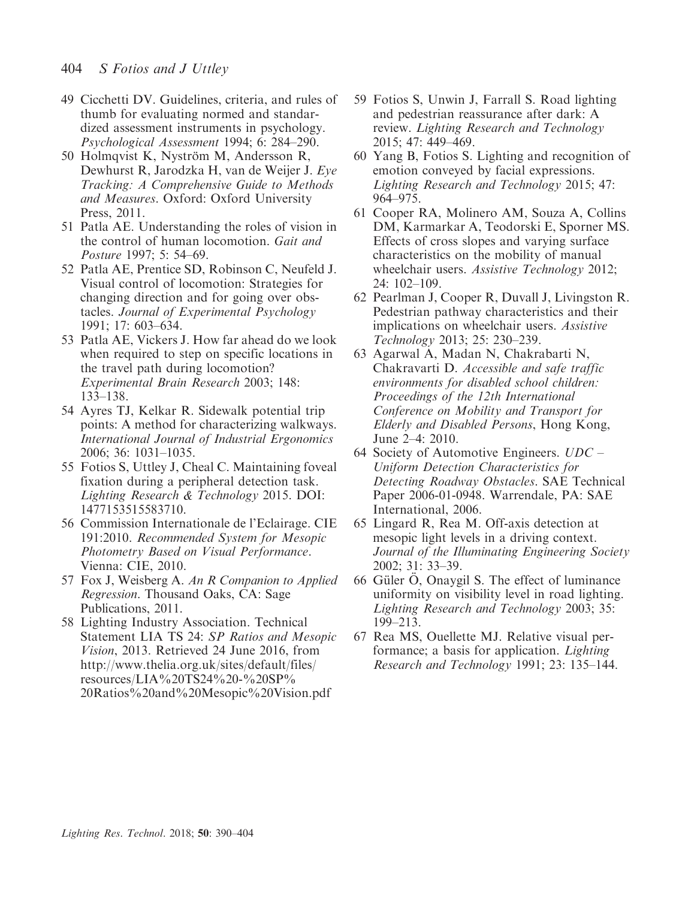49 Cicchetti DV. Guidelines, criteria, and rules of thumb for evaluating normed and standardized assessment instruments in psychology. *Psychological Assessment* 1994; 6: 284–290.

50 Holmqvist K, Nyström M, Andersson R, Dewhurst R, Jarodzka H, van de Weijer J. *Eye Tracking: A Comprehensive Guide to Methods and Measures*. Oxford: Oxford University Press, 2011.

51 Patla AE. Understanding the roles of vision in the control of human locomotion. *Gait and Posture* 1997; 5: 54–69.

52 Patla AE, Prentice SD, Robinson C, Neufeld J. Visual control of locomotion: Strategies for changing direction and for going over obstacles. *Journal of Experimental Psychology* 1991; 17: 603–634.

53 Patla AE, Vickers J. How far ahead do we look when required to step on specific locations in the travel path during locomotion? *Experimental Brain Research* 2003; 148: 133–138.

54 Ayres TJ, Kelkar R. Sidewalk potential trip points: A method for characterizing walkways. *International Journal of Industrial Ergonomics* 2006; 36: 1031–1035.

55 Fotios S, Uttley J, Cheal C. Maintaining foveal fixation during a peripheral detection task. *Lighting Research & Technology* 2015. DOI: 1477153515583710.

56 Commission Internationale de l'Eclairage. CIE 191:2010. *Recommended System for Mesopic Photometry Based on Visual Performance*. Vienna: CIE, 2010.

57 Fox J, Weisberg A. *An R Companion to Applied Regression*. Thousand Oaks, CA: Sage Publications, 2011.

58 Lighting Industry Association. Technical Statement LIA TS 24: *SP Ratios and Mesopic Vision*, 2013. Retrieved 24 June 2016, from http://www.thelia.org.uk/sites/default/files/resources/LIA%20TS24%20-%20SP%20Ratios%20and%20Mesopic%20Vision.pdf

59 Fotios S, Unwin J, Farrall S. Road lighting and pedestrian reassurance after dark: A review. *Lighting Research and Technology* 2015; 47: 449–469.

60 Yang B, Fotios S. Lighting and recognition of emotion conveyed by facial expressions. *Lighting Research and Technology* 2015; 47: 964–975.

61 Cooper RA, Molinero AM, Souza A, Collins DM, Karmarkar A, Teodorski E, Sporner MS. Effects of cross slopes and varying surface characteristics on the mobility of manual wheelchair users. *Assistive Technology* 2012; 24: 102–109.

62 Pearlman J, Cooper R, Duvall J, Livingston R. Pedestrian pathway characteristics and their implications on wheelchair users. *Assistive Technology* 2013; 25: 230–239.

63 Agarwal A, Madan N, Chakrabarti N, Chakravarti D. *Accessible and safe traffic environments for disabled school children: Proceedings of the 12th International Conference on Mobility and Transport for Elderly and Disabled Persons*, Hong Kong, June 2–4: 2010.

64 Society of Automotive Engineers. *UDC – Uniform Detection Characteristics for Detecting Roadway Obstacles*. SAE Technical Paper 2006-01-0948. Warrendale, PA: SAE International, 2006.

65 Lingard R, Rea M. Off-axis detection at mesopic light levels in a driving context. *Journal of the Illuminating Engineering Society* 2002; 31: 33–39.

66 Güler Ö, Onaygil S. The effect of luminance uniformity on visibility level in road lighting. *Lighting Research and Technology* 2003; 35: 199–213.

67 Rea MS, Ouellette MJ. Relative visual performance; a basis for application. *Lighting Research and Technology* 1991; 23: 135–144.